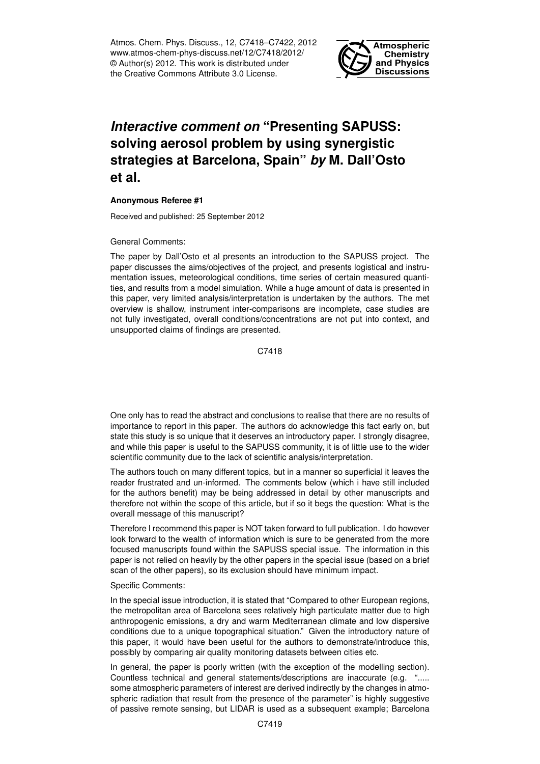# *Interactive comment on* "Presenting SAPUSS: solving aerosol problem by using synergistic strategies at Barcelona, Spain" *by* M. Dall'Osto et al.

**Anonymous Referee #1**

Received and published: 25 September 2012

General Comments:

The paper by Dall'Osto et al presents an introduction to the SAPUSS project. The paper discusses the aims/objectives of the project, and presents logistical and instrumentation issues, meteorological conditions, time series of certain measured quantities, and results from a model simulation. While a huge amount of data is presented in this paper, very limited analysis/interpretation is undertaken by the authors. The met overview is shallow, instrument inter-comparisons are incomplete, case studies are not fully investigated, overall conditions/concentrations are not put into context, and unsupported claims of findings are presented.

One only has to read the abstract and conclusions to realise that there are no results of importance to report in this paper. The authors do acknowledge this fact early on, but state this study is so unique that it deserves an introductory paper. I strongly disagree, and while this paper is useful to the SAPUSS community, it is of little use to the wider scientific community due to the lack of scientific analysis/interpretation.

The authors touch on many different topics, but in a manner so superficial it leaves the reader frustrated and un-informed. The comments below (which i have still included for the authors benefit) may be being addressed in detail by other manuscripts and therefore not within the scope of this article, but if so it begs the question: What is the overall message of this manuscript?

Therefore I recommend this paper is NOT taken forward to full publication. I do however look forward to the wealth of information which is sure to be generated from the more focused manuscripts found within the SAPUSS special issue. The information in this paper is not relied on heavily by the other papers in the special issue (based on a brief scan of the other papers), so its exclusion should have minimum impact.

Specific Comments:

In the special issue introduction, it is stated that "Compared to other European regions, the metropolitan area of Barcelona sees relatively high particulate matter due to high anthropogenic emissions, a dry and warm Mediterranean climate and low dispersive conditions due to a unique topographical situation." Given the introductory nature of this paper, it would have been useful for the authors to demonstrate/introduce this, possibly by comparing air quality monitoring datasets between cities etc.

In general, the paper is poorly written (with the exception of the modelling section). Countless technical and general statements/descriptions are inaccurate (e.g. "..... some atmospheric parameters of interest are derived indirectly by the changes in atmospheric radiation that result from the presence of the parameter" is highly suggestive of passive remote sensing, but LIDAR is used as a subsequent example; Barcelona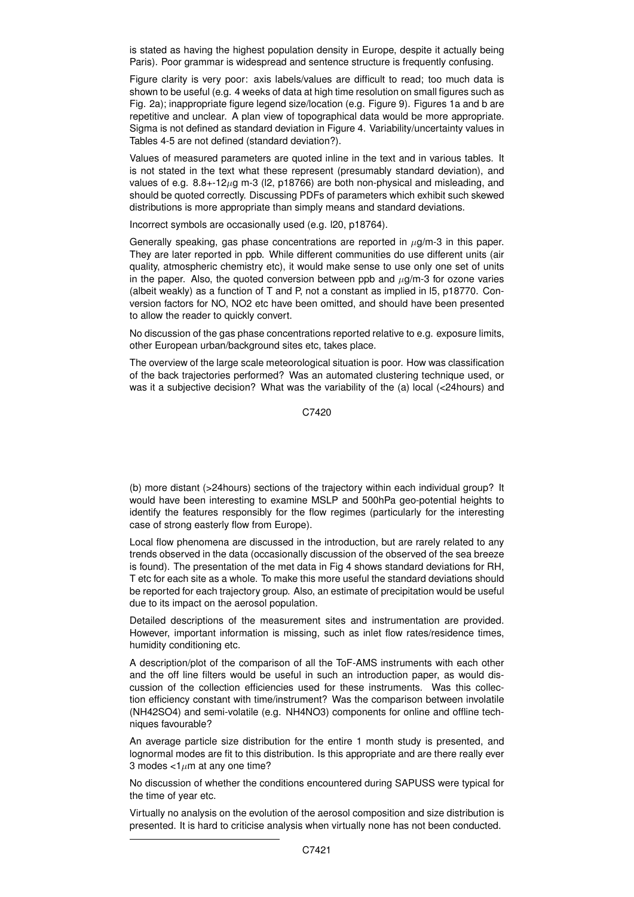is stated as having the highest population density in Europe, despite it actually being Paris). Poor grammar is widespread and sentence structure is frequently confusing.

Figure clarity is very poor: axis labels/values are difficult to read; too much data is shown to be useful (e.g. 4 weeks of data at high time resolution on small figures such as Fig. 2a); inappropriate figure legend size/location (e.g. Figure 9). Figures 1a and b are repetitive and unclear. A plan view of topographical data would be more appropriate. Sigma is not defined as standard deviation in Figure 4. Variability/uncertainty values in Tables 4-5 are not defined (standard deviation?).

Values of measured parameters are quoted inline in the text and in various tables. It is not stated in the text what these represent (presumably standard deviation), and values of e.g. 8.8+-12$\mu$g m-3 (l2, p18766) are both non-physical and misleading, and should be quoted correctly. Discussing PDFs of parameters which exhibit such skewed distributions is more appropriate than simply means and standard deviations.

Incorrect symbols are occasionally used (e.g. l20, p18764).

Generally speaking, gas phase concentrations are reported in $\mu$g/m-3 in this paper. They are later reported in ppb. While different communities do use different units (air quality, atmospheric chemistry etc), it would make sense to use only one set of units in the paper. Also, the quoted conversion between ppb and $\mu$g/m-3 for ozone varies (albeit weakly) as a function of T and P, not a constant as implied in l5, p18770. Conversion factors for NO, NO2 etc have been omitted, and should have been presented to allow the reader to quickly convert.

No discussion of the gas phase concentrations reported relative to e.g. exposure limits, other European urban/background sites etc, takes place.

The overview of the large scale meteorological situation is poor. How was classification of the back trajectories performed? Was an automated clustering technique used, or was it a subjective decision? What was the variability of the (a) local (<24hours) and (b) more distant (>24hours) sections of the trajectory within each individual group? It would have been interesting to examine MSLP and 500hPa geo-potential heights to identify the features responsibly for the flow regimes (particularly for the interesting case of strong easterly flow from Europe).

Local flow phenomena are discussed in the introduction, but are rarely related to any trends observed in the data (occasionally discussion of the observed of the sea breeze is found). The presentation of the met data in Fig 4 shows standard deviations for RH, T etc for each site as a whole. To make this more useful the standard deviations should be reported for each trajectory group. Also, an estimate of precipitation would be useful due to its impact on the aerosol population.

Detailed descriptions of the measurement sites and instrumentation are provided. However, important information is missing, such as inlet flow rates/residence times, humidity conditioning etc.

A description/plot of the comparison of all the ToF-AMS instruments with each other and the off line filters would be useful in such an introduction paper, as would discussion of the collection efficiencies used for these instruments. Was this collection efficiency constant with time/instrument? Was the comparison between involatile (NH42SO4) and semi-volatile (e.g. NH4NO3) components for online and offline techniques favourable?

An average particle size distribution for the entire 1 month study is presented, and lognormal modes are fit to this distribution. Is this appropriate and are there really ever 3 modes <1$\mu$m at any one time?

No discussion of whether the conditions encountered during SAPUSS were typical for the time of year etc.

Virtually no analysis on the evolution of the aerosol composition and size distribution is presented. It is hard to criticise analysis when virtually none has not been conducted.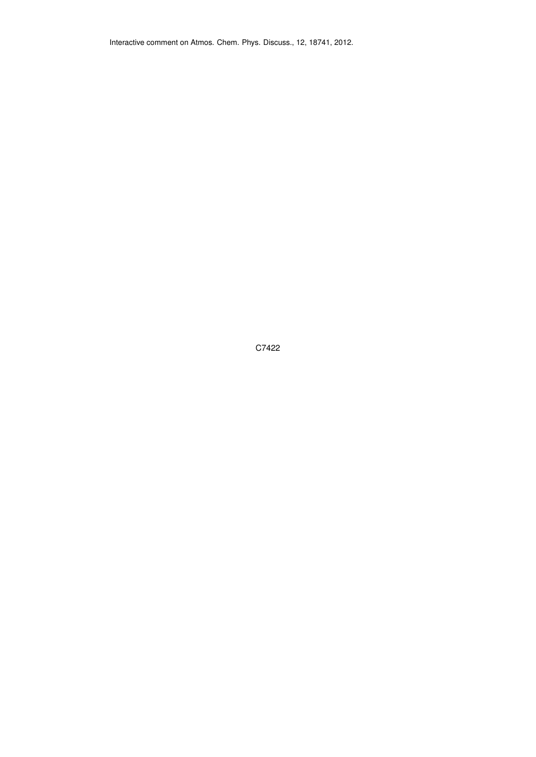Interactive comment on Atmos. Chem. Phys. Discuss., 12, 18741, 2012.